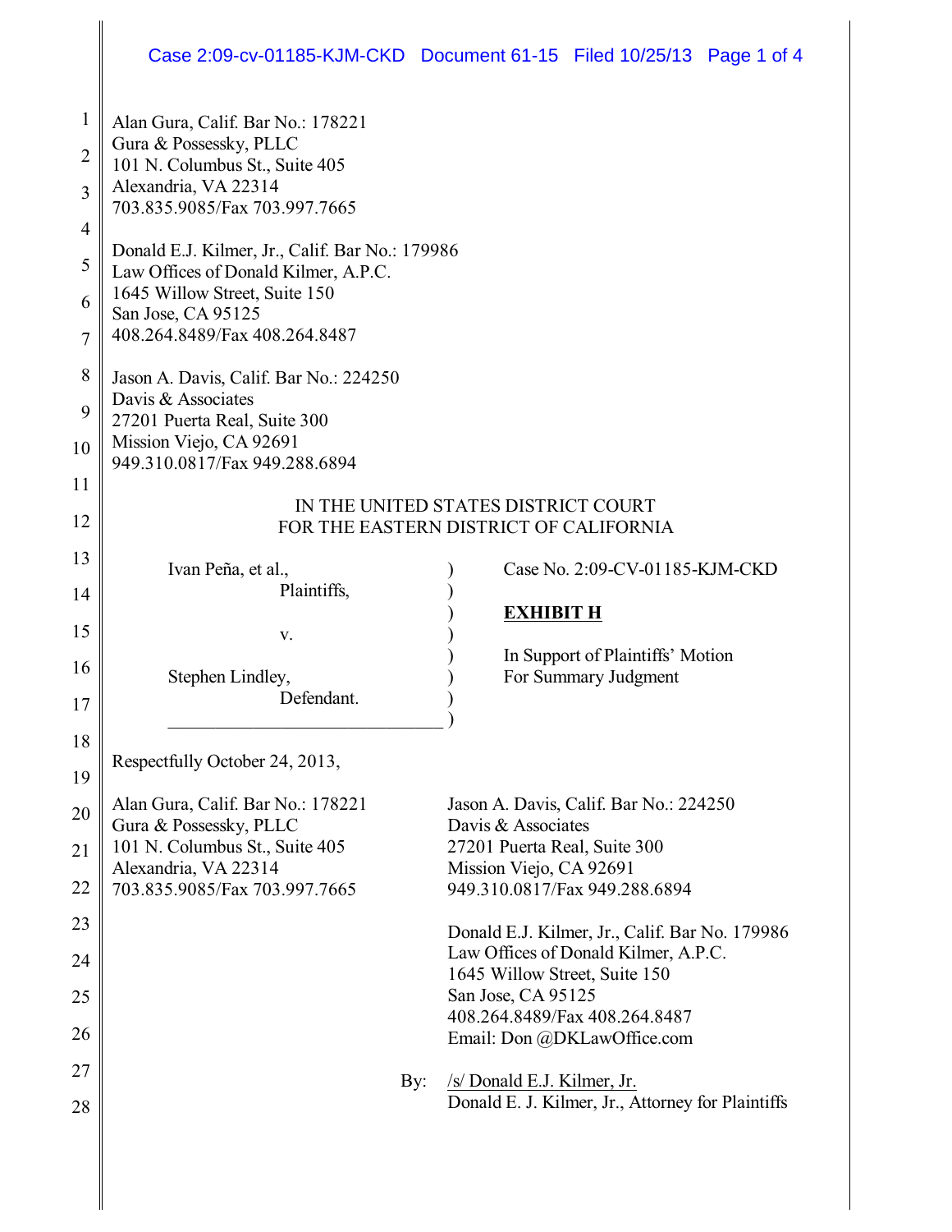Alan Gura, Calif. Bar No.: 178221
Gura & Possessky, PLLC
101 N. Columbus St., Suite 405
Alexandria, VA 22314
703.835.9085/Fax 703.997.7665

Donald E.J. Kilmer, Jr., Calif. Bar No.: 179986
Law Offices of Donald Kilmer, A.P.C.
1645 Willow Street, Suite 150
San Jose, CA 95125
408.264.8489/Fax 408.264.8487

Jason A. Davis, Calif. Bar No.: 224250
Davis & Associates
27201 Puerta Real, Suite 300
Mission Viejo, CA 92691
949.310.0817/Fax 949.288.6894

IN THE UNITED STATES DISTRICT COURT
FOR THE EASTERN DISTRICT OF CALIFORNIA

Ivan Peña, et al.,
Plaintiffs,

v.

Stephen Lindley,
Defendant.

Case No. 2:09-CV-01185-KJM-CKD

**EXHIBIT H**

In Support of Plaintiffs' Motion For Summary Judgment

Respectfully October 24, 2013,

Alan Gura, Calif. Bar No.: 178221
Gura & Possessky, PLLC
101 N. Columbus St., Suite 405
Alexandria, VA 22314
703.835.9085/Fax 703.997.7665

Jason A. Davis, Calif. Bar No.: 224250
Davis & Associates
27201 Puerta Real, Suite 300
Mission Viejo, CA 92691
949.310.0817/Fax 949.288.6894

Donald E.J. Kilmer, Jr., Calif. Bar No. 179986
Law Offices of Donald Kilmer, A.P.C.
1645 Willow Street, Suite 150
San Jose, CA 95125
408.264.8489/Fax 408.264.8487
Email: Don @DKLawOffice.com

By: /s/ Donald E.J. Kilmer, Jr.
Donald E. J. Kilmer, Jr., Attorney for Plaintiffs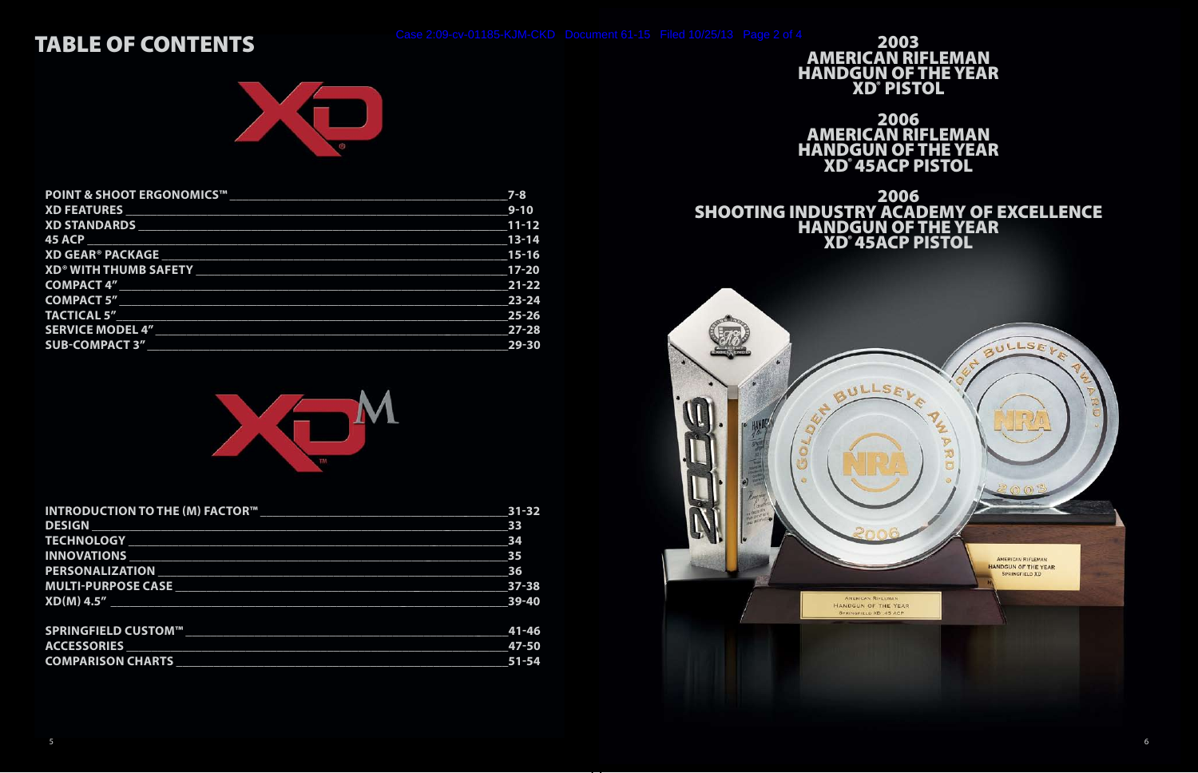# TABLE OF CONTENTS

| | |
|---|---|
| POINT & SHOOT ERGONOMICS™ | 7-8 |
| XD FEATURES | 9-10 |
| XD STANDARDS | 11-12 |
| 45 ACP | 13-14 |
| XD GEAR® PACKAGE | 15-16 |
| XD® WITH THUMB SAFETY | 17-20 |
| COMPACT 4" | 21-22 |
| COMPACT 5" | 23-24 |
| TACTICAL 5" | 25-26 |
| SERVICE MODEL 4" | 27-28 |
| SUB-COMPACT 3" | 29-30 |

| | |
|---|---|
| INTRODUCTION TO THE (M) FACTOR™ | 31-32 |
| DESIGN | 33 |
| TECHNOLOGY | 34 |
| INNOVATIONS | 35 |
| PERSONALIZATION | 36 |
| MULTI-PURPOSE CASE | 37-38 |
| XD(M) 4.5" | 39-40 |
| SPRINGFIELD CUSTOM™ | 41-46 |
| ACCESSORIES | 47-50 |
| COMPARISON CHARTS | 51-54 |

## 2003 AMERICAN RIFLEMAN HANDGUN OF THE YEAR XD® PISTOL

## 2006 AMERICAN RIFLEMAN HANDGUN OF THE YEAR XD® 45ACP PISTOL

## 2006 SHOOTING INDUSTRY ACADEMY OF EXCELLENCE HANDGUN OF THE YEAR XD® 45ACP PISTOL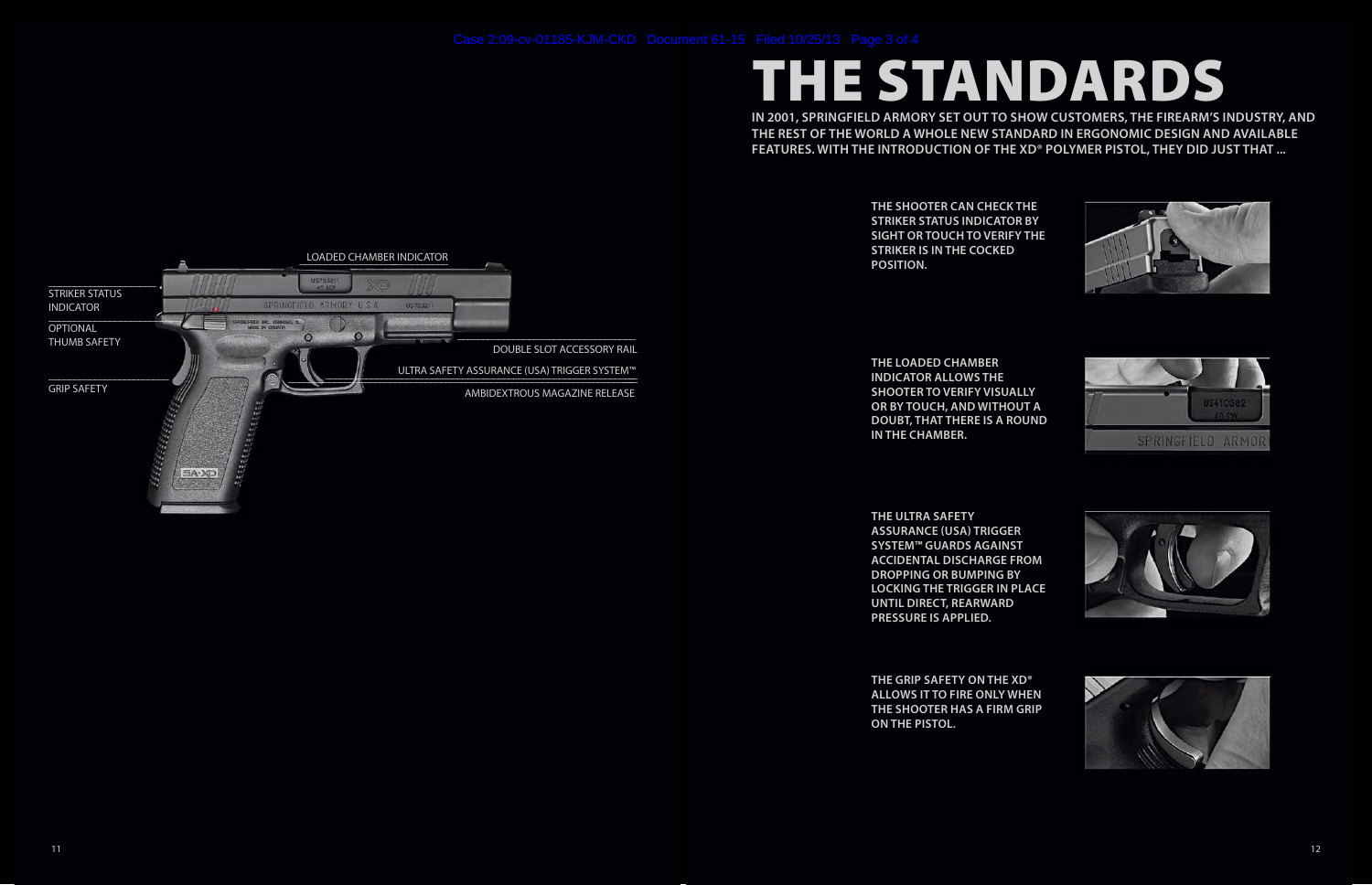# THE STANDARDS

**IN 2001, SPRINGFIELD ARMORY SET OUT TO SHOW CUSTOMERS, THE FIREARM'S INDUSTRY, AND THE REST OF THE WORLD A WHOLE NEW STANDARD IN ERGONOMIC DESIGN AND AVAILABLE FEATURES. WITH THE INTRODUCTION OF THE XD® POLYMER PISTOL, THEY DID JUST THAT ...**

LOADED CHAMBER INDICATOR

STRIKER STATUS INDICATOR

OPTIONAL THUMB SAFETY

GRIP SAFETY

DOUBLE SLOT ACCESSORY RAIL

ULTRA SAFETY ASSURANCE (USA) TRIGGER SYSTEM™

AMBIDEXTROUS MAGAZINE RELEASE

**THE SHOOTER CAN CHECK THE STRIKER STATUS INDICATOR BY SIGHT OR TOUCH TO VERIFY THE STRIKER IS IN THE COCKED POSITION.**

**THE LOADED CHAMBER INDICATOR ALLOWS THE SHOOTER TO VERIFY VISUALLY OR BY TOUCH, AND WITHOUT A DOUBT, THAT THERE IS A ROUND IN THE CHAMBER.**

**THE ULTRA SAFETY ASSURANCE (USA) TRIGGER SYSTEM™ GUARDS AGAINST ACCIDENTAL DISCHARGE FROM DROPPING OR BUMPING BY LOCKING THE TRIGGER IN PLACE UNTIL DIRECT, REARWARD PRESSURE IS APPLIED.**

**THE GRIP SAFETY ON THE XD® ALLOWS IT TO FIRE ONLY WHEN THE SHOOTER HAS A FIRM GRIP ON THE PISTOL.**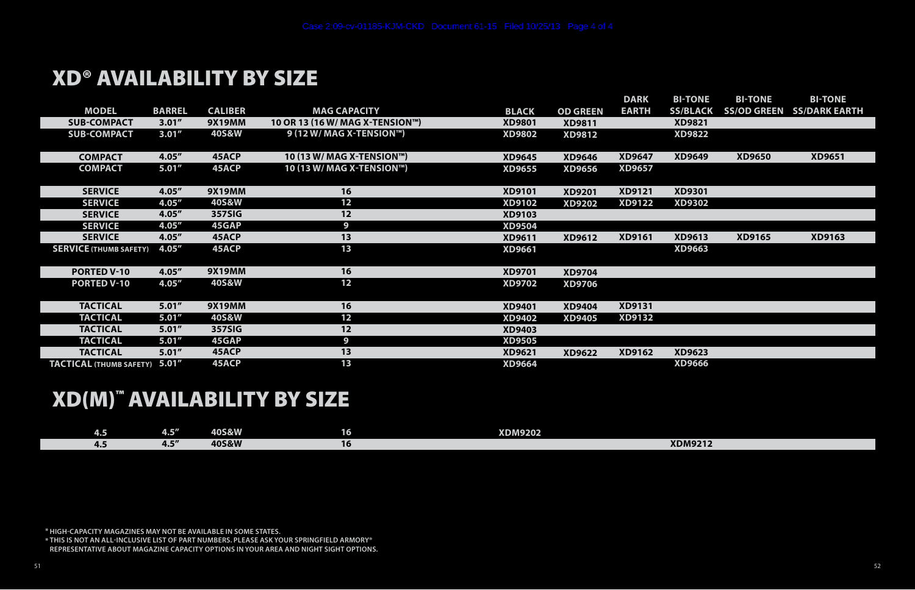# XD® AVAILABILITY BY SIZE

| MODEL | BARREL | CALIBER | MAG CAPACITY | BLACK | OD GREEN | DARK EARTH | BI-TONE SS/BLACK | BI-TONE SS/OD GREEN | BI-TONE SS/DARK EARTH |
|---|---|---|---|---|---|---|---|---|---|
| SUB-COMPACT | 3.01" | 9X19MM | 10 OR 13 (16 W/ MAG X-TENSION™) | XD9801 | XD9811 | | XD9821 | | |
| SUB-COMPACT | 3.01" | 40S&W | 9 (12 W/ MAG X-TENSION™) | XD9802 | XD9812 | | XD9822 | | |
| COMPACT | 4.05" | 45ACP | 10 (13 W/ MAG X-TENSION™) | XD9645 | XD9646 | XD9647 | XD9649 | XD9650 | XD9651 |
| COMPACT | 5.01" | 45ACP | 10 (13 W/ MAG X-TENSION™) | XD9655 | XD9656 | XD9657 | | | |
| SERVICE | 4.05" | 9X19MM | 16 | XD9101 | XD9201 | XD9121 | XD9301 | | |
| SERVICE | 4.05" | 40S&W | 12 | XD9102 | XD9202 | XD9122 | XD9302 | | |
| SERVICE | 4.05" | 357SIG | 12 | XD9103 | | | | | |
| SERVICE | 4.05" | 45GAP | 9 | XD9504 | | | | | |
| SERVICE | 4.05" | 45ACP | 13 | XD9611 | XD9612 | XD9161 | XD9613 | XD9165 | XD9163 |
| SERVICE (THUMB SAFETY) | 4.05" | 45ACP | 13 | XD9661 | | | XD9663 | | |
| PORTED V-10 | 4.05" | 9X19MM | 16 | XD9701 | XD9704 | | | | |
| PORTED V-10 | 4.05" | 40S&W | 12 | XD9702 | XD9706 | | | | |
| TACTICAL | 5.01" | 9X19MM | 16 | XD9401 | XD9404 | XD9131 | | | |
| TACTICAL | 5.01" | 40S&W | 12 | XD9402 | XD9405 | XD9132 | | | |
| TACTICAL | 5.01" | 357SIG | 12 | XD9403 | | | | | |
| TACTICAL | 5.01" | 45GAP | 9 | XD9505 | | | | | |
| TACTICAL | 5.01" | 45ACP | 13 | XD9621 | XD9622 | XD9162 | XD9623 | | |
| TACTICAL (THUMB SAFETY) | 5.01" | 45ACP | 13 | XD9664 | | | XD9666 | | |

# XD(M)™ AVAILABILITY BY SIZE

| MODEL | BARREL | CALIBER | MAG CAPACITY | BLACK | OD GREEN | DARK EARTH | BI-TONE SS/BLACK | BI-TONE SS/OD GREEN | BI-TONE SS/DARK EARTH |
|---|---|---|---|---|---|---|---|---|---|
| 4.5 | 4.5" | 40S&W | 16 | XDM9202 | | | | | |
| 4.5 | 4.5" | 40S&W | 16 | | | | XDM9212 | | |

* HIGH-CAPACITY MAGAZINES MAY NOT BE AVAILABLE IN SOME STATES.
* THIS IS NOT AN ALL-INCLUSIVE LIST OF PART NUMBERS. PLEASE ASK YOUR SPRINGFIELD ARMORY® REPRESENTATIVE ABOUT MAGAZINE CAPACITY OPTIONS IN YOUR AREA AND NIGHT SIGHT OPTIONS.